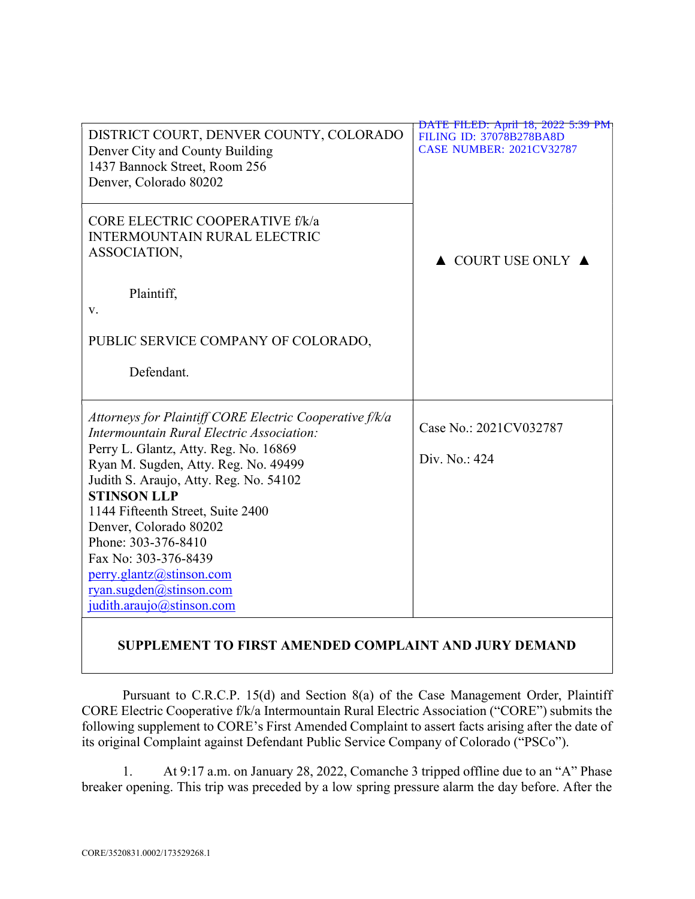| DISTRICT COURT, DENVER COUNTY, COLORADO<br>Denver City and County Building<br>1437 Bannock Street, Room 256<br>Denver, Colorado 80202 | DATE FILED: April 18, 2022 5:39 PM<br>FILING ID: 37078B278BA8D<br>CASE NUMBER: 2021CV32787 |
|---|---|
| CORE ELECTRIC COOPERATIVE f/k/a INTERMOUNTAIN RURAL ELECTRIC ASSOCIATION,<br><br>Plaintiff,<br>v.<br><br>PUBLIC SERVICE COMPANY OF COLORADO,<br><br>Defendant. | ▲ COURT USE ONLY ▲ |
| *Attorneys for Plaintiff CORE Electric Cooperative f/k/a Intermountain Rural Electric Association:*<br>Perry L. Glantz, Atty. Reg. No. 16869<br>Ryan M. Sugden, Atty. Reg. No. 49499<br>Judith S. Araujo, Atty. Reg. No. 54102<br>**STINSON LLP**<br>1144 Fifteenth Street, Suite 2400<br>Denver, Colorado 80202<br>Phone: 303-376-8410<br>Fax No: 303-376-8439<br>perry.glantz@stinson.com<br>ryan.sugden@stinson.com<br>judith.araujo@stinson.com | Case No.: 2021CV032787<br><br>Div. No.: 424 |

**SUPPLEMENT TO FIRST AMENDED COMPLAINT AND JURY DEMAND**

Pursuant to C.R.C.P. 15(d) and Section 8(a) of the Case Management Order, Plaintiff CORE Electric Cooperative f/k/a Intermountain Rural Electric Association ("CORE") submits the following supplement to CORE's First Amended Complaint to assert facts arising after the date of its original Complaint against Defendant Public Service Company of Colorado ("PSCo").

1. At 9:17 a.m. on January 28, 2022, Comanche 3 tripped offline due to an "A" Phase breaker opening. This trip was preceded by a low spring pressure alarm the day before. After the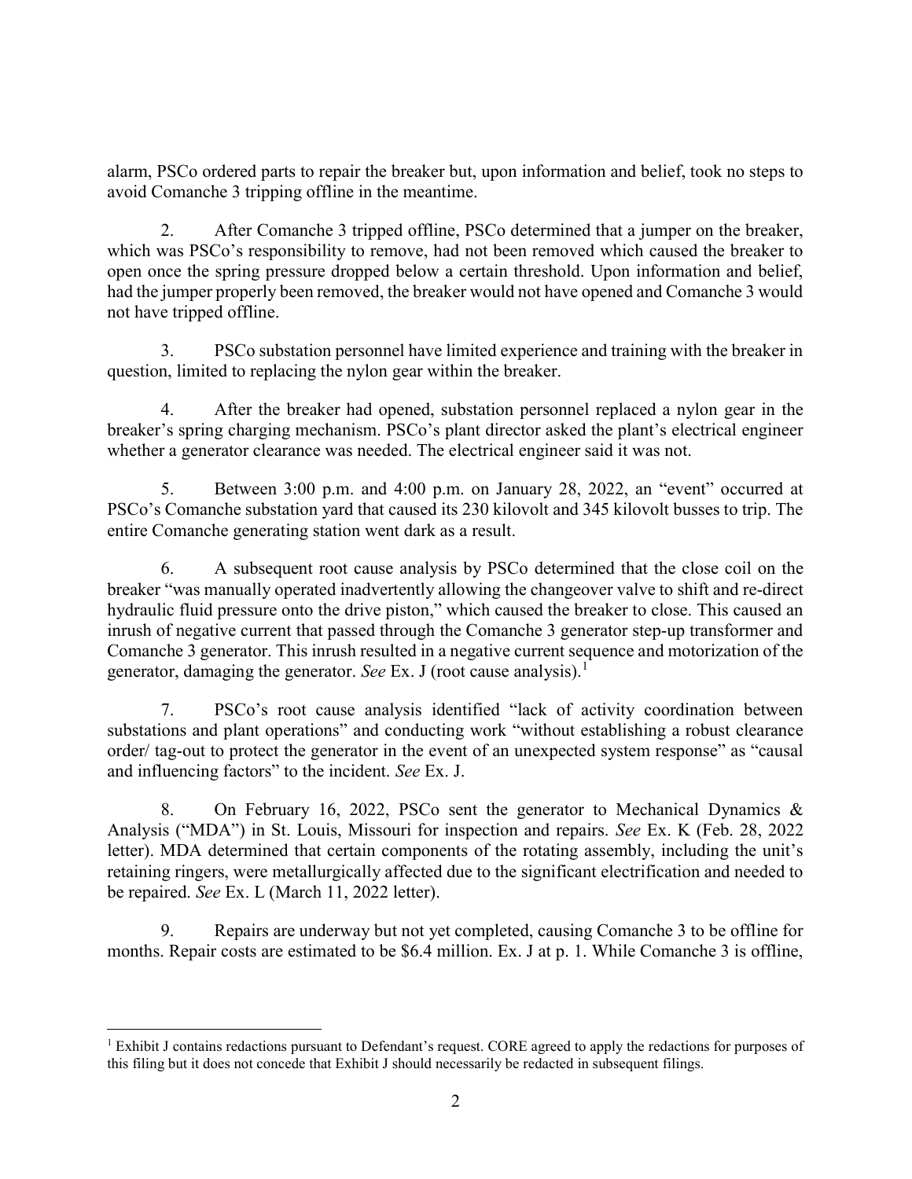alarm, PSCo ordered parts to repair the breaker but, upon information and belief, took no steps to avoid Comanche 3 tripping offline in the meantime.

2. After Comanche 3 tripped offline, PSCo determined that a jumper on the breaker, which was PSCo's responsibility to remove, had not been removed which caused the breaker to open once the spring pressure dropped below a certain threshold. Upon information and belief, had the jumper properly been removed, the breaker would not have opened and Comanche 3 would not have tripped offline.

3. PSCo substation personnel have limited experience and training with the breaker in question, limited to replacing the nylon gear within the breaker.

4. After the breaker had opened, substation personnel replaced a nylon gear in the breaker's spring charging mechanism. PSCo's plant director asked the plant's electrical engineer whether a generator clearance was needed. The electrical engineer said it was not.

5. Between 3:00 p.m. and 4:00 p.m. on January 28, 2022, an "event" occurred at PSCo's Comanche substation yard that caused its 230 kilovolt and 345 kilovolt busses to trip. The entire Comanche generating station went dark as a result.

6. A subsequent root cause analysis by PSCo determined that the close coil on the breaker "was manually operated inadvertently allowing the changeover valve to shift and re-direct hydraulic fluid pressure onto the drive piston," which caused the breaker to close. This caused an inrush of negative current that passed through the Comanche 3 generator step-up transformer and Comanche 3 generator. This inrush resulted in a negative current sequence and motorization of the generator, damaging the generator. *See* Ex. J (root cause analysis).[1]

7. PSCo's root cause analysis identified "lack of activity coordination between substations and plant operations" and conducting work "without establishing a robust clearance order/ tag-out to protect the generator in the event of an unexpected system response" as "causal and influencing factors" to the incident. *See* Ex. J.

8. On February 16, 2022, PSCo sent the generator to Mechanical Dynamics & Analysis ("MDA") in St. Louis, Missouri for inspection and repairs. *See* Ex. K (Feb. 28, 2022 letter). MDA determined that certain components of the rotating assembly, including the unit's retaining ringers, were metallurgically affected due to the significant electrification and needed to be repaired. *See* Ex. L (March 11, 2022 letter).

9. Repairs are underway but not yet completed, causing Comanche 3 to be offline for months. Repair costs are estimated to be \$6.4 million. Ex. J at p. 1. While Comanche 3 is offline,

[1] Exhibit J contains redactions pursuant to Defendant's request. CORE agreed to apply the redactions for purposes of this filing but it does not concede that Exhibit J should necessarily be redacted in subsequent filings.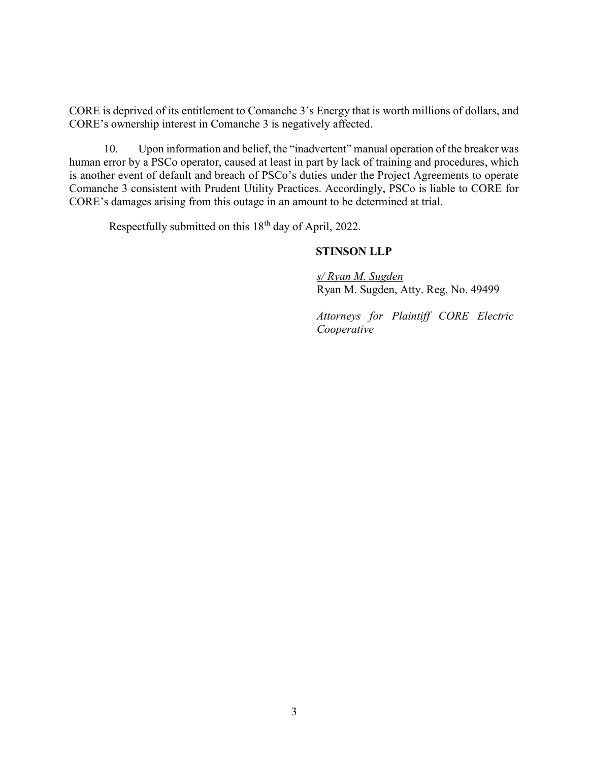CORE is deprived of its entitlement to Comanche 3's Energy that is worth millions of dollars, and CORE's ownership interest in Comanche 3 is negatively affected.

10. Upon information and belief, the "inadvertent" manual operation of the breaker was human error by a PSCo operator, caused at least in part by lack of training and procedures, which is another event of default and breach of PSCo's duties under the Project Agreements to operate Comanche 3 consistent with Prudent Utility Practices. Accordingly, PSCo is liable to CORE for CORE's damages arising from this outage in an amount to be determined at trial.

Respectfully submitted on this 18th day of April, 2022.

**STINSON LLP**

*s/ Ryan M. Sugden*
Ryan M. Sugden, Atty. Reg. No. 49499

*Attorneys for Plaintiff CORE Electric Cooperative*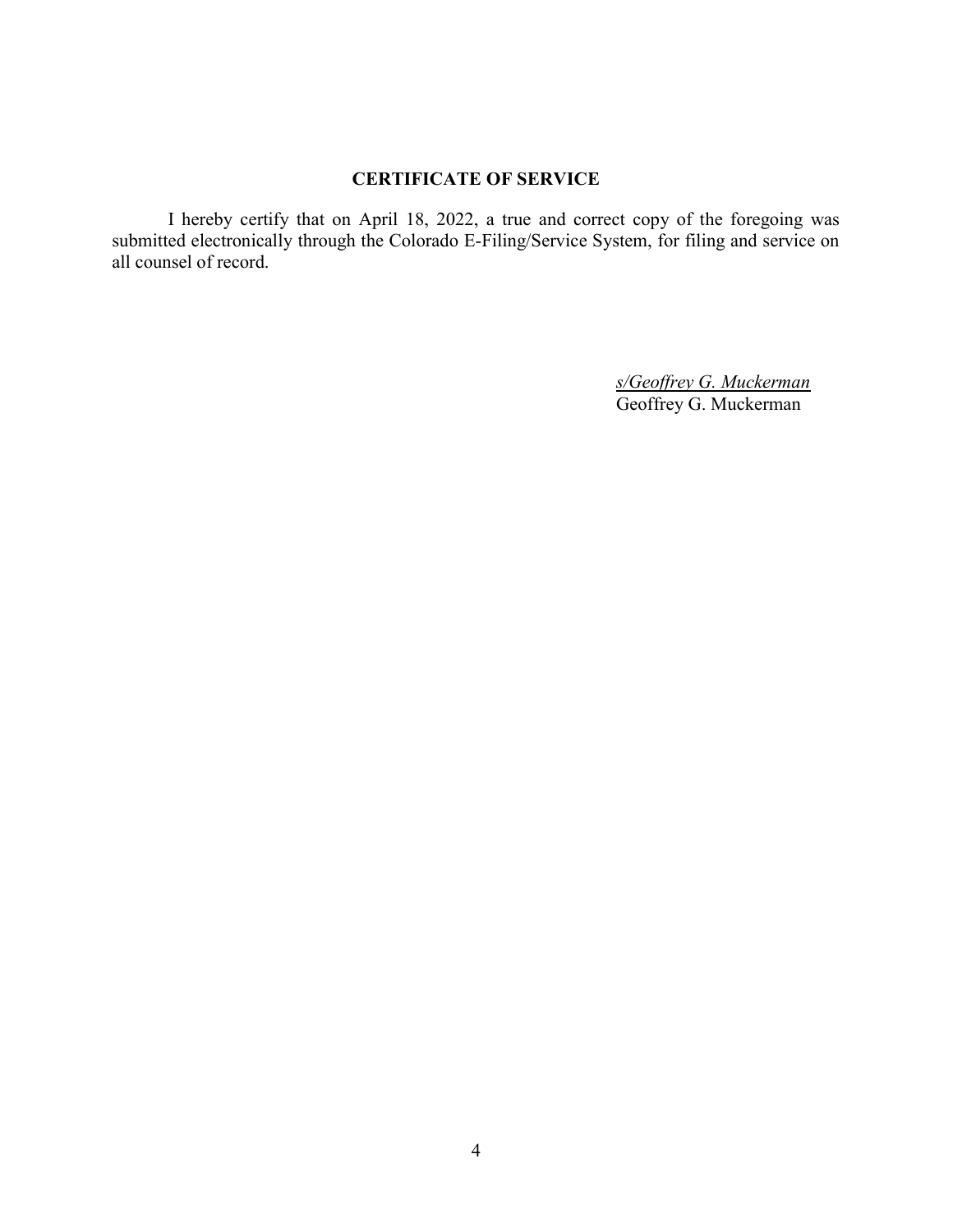## CERTIFICATE OF SERVICE

I hereby certify that on April 18, 2022, a true and correct copy of the foregoing was submitted electronically through the Colorado E-Filing/Service System, for filing and service on all counsel of record.

*s/Geoffrey G. Muckerman*
Geoffrey G. Muckerman